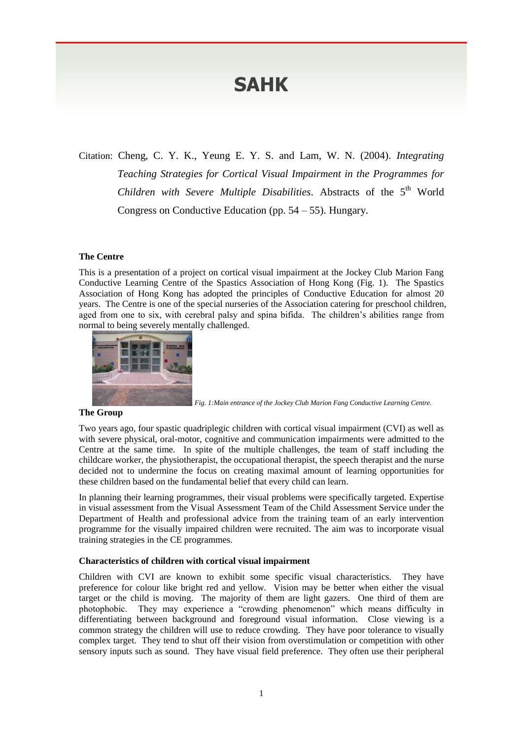# SAHK

Citation: Cheng, C. Y. K., Yeung E. Y. S. and Lam, W. N. (2004). *Integrating Teaching Strategies for Cortical Visual Impairment in the Programmes for Children with Severe Multiple Disabilities*. Abstracts of the 5th World Congress on Conductive Education (pp. 54 – 55). Hungary.

**The Centre**

This is a presentation of a project on cortical visual impairment at the Jockey Club Marion Fang Conductive Learning Centre of the Spastics Association of Hong Kong (Fig. 1). The Spastics Association of Hong Kong has adopted the principles of Conductive Education for almost 20 years. The Centre is one of the special nurseries of the Association catering for preschool children, aged from one to six, with cerebral palsy and spina bifida. The children's abilities range from normal to being severely mentally challenged.

*Fig. 1:Main entrance of the Jockey Club Marion Fang Conductive Learning Centre.*

**The Group**

Two years ago, four spastic quadriplegic children with cortical visual impairment (CVI) as well as with severe physical, oral-motor, cognitive and communication impairments were admitted to the Centre at the same time. In spite of the multiple challenges, the team of staff including the childcare worker, the physiotherapist, the occupational therapist, the speech therapist and the nurse decided not to undermine the focus on creating maximal amount of learning opportunities for these children based on the fundamental belief that every child can learn.

In planning their learning programmes, their visual problems were specifically targeted. Expertise in visual assessment from the Visual Assessment Team of the Child Assessment Service under the Department of Health and professional advice from the training team of an early intervention programme for the visually impaired children were recruited. The aim was to incorporate visual training strategies in the CE programmes.

**Characteristics of children with cortical visual impairment**

Children with CVI are known to exhibit some specific visual characteristics. They have preference for colour like bright red and yellow. Vision may be better when either the visual target or the child is moving. The majority of them are light gazers. One third of them are photophobic. They may experience a "crowding phenomenon" which means difficulty in differentiating between background and foreground visual information. Close viewing is a common strategy the children will use to reduce crowding. They have poor tolerance to visually complex target. They tend to shut off their vision from overstimulation or competition with other sensory inputs such as sound. They have visual field preference. They often use their peripheral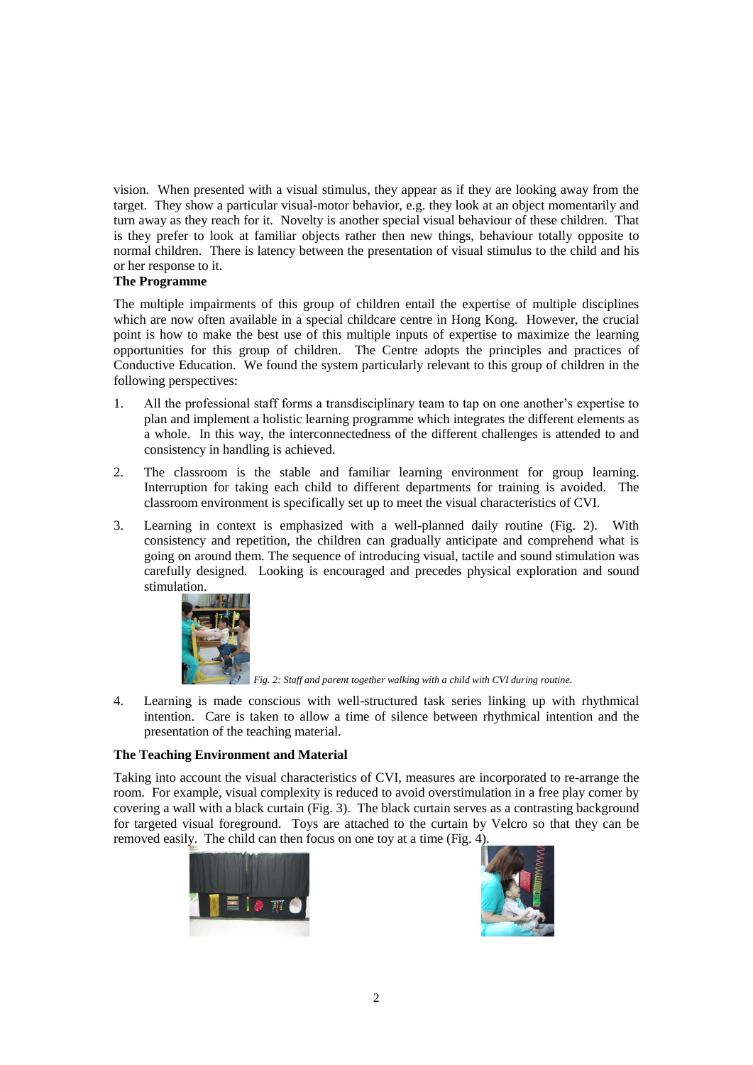vision. When presented with a visual stimulus, they appear as if they are looking away from the target. They show a particular visual-motor behavior, e.g. they look at an object momentarily and turn away as they reach for it. Novelty is another special visual behaviour of these children. That is they prefer to look at familiar objects rather then new things, behaviour totally opposite to normal children. There is latency between the presentation of visual stimulus to the child and his or her response to it.

**The Programme**

The multiple impairments of this group of children entail the expertise of multiple disciplines which are now often available in a special childcare centre in Hong Kong. However, the crucial point is how to make the best use of this multiple inputs of expertise to maximize the learning opportunities for this group of children. The Centre adopts the principles and practices of Conductive Education. We found the system particularly relevant to this group of children in the following perspectives:

1. All the professional staff forms a transdisciplinary team to tap on one another's expertise to plan and implement a holistic learning programme which integrates the different elements as a whole. In this way, the interconnectedness of the different challenges is attended to and consistency in handling is achieved.

2. The classroom is the stable and familiar learning environment for group learning. Interruption for taking each child to different departments for training is avoided. The classroom environment is specifically set up to meet the visual characteristics of CVI.

3. Learning in context is emphasized with a well-planned daily routine (Fig. 2). With consistency and repetition, the children can gradually anticipate and comprehend what is going on around them. The sequence of introducing visual, tactile and sound stimulation was carefully designed. Looking is encouraged and precedes physical exploration and sound stimulation.

   *Fig. 2: Staff and parent together walking with a child with CVI during routine.*

4. Learning is made conscious with well-structured task series linking up with rhythmical intention. Care is taken to allow a time of silence between rhythmical intention and the presentation of the teaching material.

**The Teaching Environment and Material**

Taking into account the visual characteristics of CVI, measures are incorporated to re-arrange the room. For example, visual complexity is reduced to avoid overstimulation in a free play corner by covering a wall with a black curtain (Fig. 3). The black curtain serves as a contrasting background for targeted visual foreground. Toys are attached to the curtain by Velcro so that they can be removed easily. The child can then focus on one toy at a time (Fig. 4).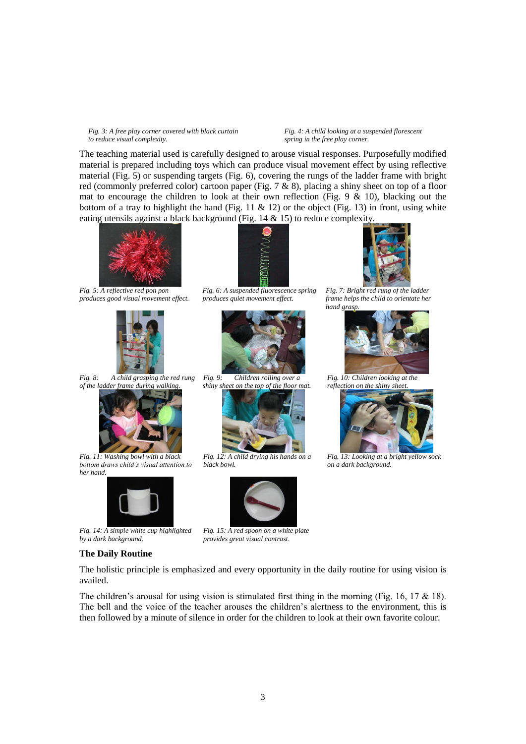*Fig. 3: A free play corner covered with black curtain to reduce visual complexity.*

*Fig. 4: A child looking at a suspended florescent spring in the free play corner.*

The teaching material used is carefully designed to arouse visual responses. Purposefully modified material is prepared including toys which can produce visual movement effect by using reflective material (Fig. 5) or suspending targets (Fig. 6), covering the rungs of the ladder frame with bright red (commonly preferred color) cartoon paper (Fig. 7 & 8), placing a shiny sheet on top of a floor mat to encourage the children to look at their own reflection (Fig. 9 & 10), blacking out the bottom of a tray to highlight the hand (Fig. 11 & 12) or the object (Fig. 13) in front, using white eating utensils against a black background (Fig. 14 & 15) to reduce complexity.

*Fig. 5: A reflective red pon pon produces good visual movement effect.*

*Fig. 6: A suspended fluorescence spring produces quiet movement effect.*

*Fig. 7: Bright red rung of the ladder frame helps the child to orientate her hand grasp.*

*Fig. 8: A child grasping the red rung of the ladder frame during walking.*

*Fig. 9: Children rolling over a shiny sheet on the top of the floor mat.*

*Fig. 10: Children looking at the reflection on the shiny sheet.*

*Fig. 11: Washing bowl with a black bottom draws child's visual attention to her hand.*

*Fig. 12: A child drying his hands on a black bowl.*

*Fig. 13: Looking at a bright yellow sock on a dark background.*

*Fig. 14: A simple white cup highlighted by a dark background.*

*Fig. 15: A red spoon on a white plate provides great visual contrast.*

**The Daily Routine**

The holistic principle is emphasized and every opportunity in the daily routine for using vision is availed.

The children's arousal for using vision is stimulated first thing in the morning (Fig. 16, 17 & 18). The bell and the voice of the teacher arouses the children's alertness to the environment, this is then followed by a minute of silence in order for the children to look at their own favorite colour.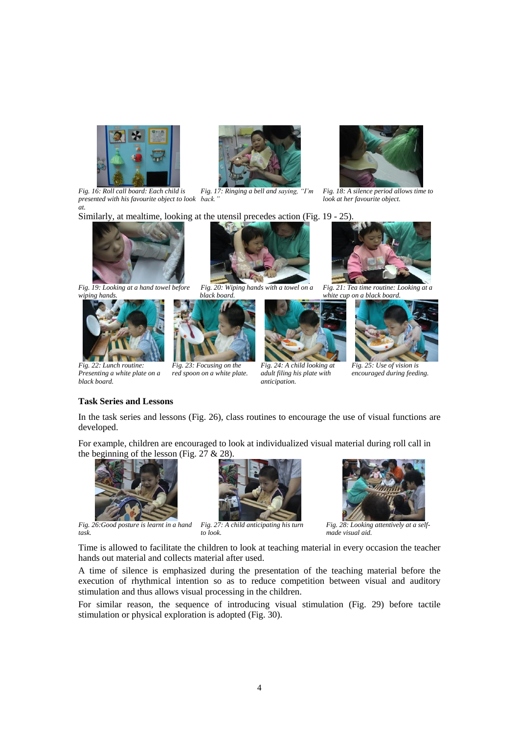*Fig. 16: Roll call board: Each child is presented with his favourite object to look at.*

*Fig. 17: Ringing a bell and saying, "I'm back."*

*Fig. 18: A silence period allows time to look at her favourite object.*

Similarly, at mealtime, looking at the utensil precedes action (Fig. 19 - 25).

*Fig. 19: Looking at a hand towel before wiping hands.*

*Fig. 20: Wiping hands with a towel on a black board.*

*Fig. 21: Tea time routine: Looking at a white cup on a black board.*

*Fig. 22: Lunch routine: Presenting a white plate on a black board.*

*Fig. 23: Focusing on the red spoon on a white plate.*

*Fig. 24: A child looking at adult filing his plate with anticipation.*

*Fig. 25: Use of vision is encouraged during feeding.*

**Task Series and Lessons**

In the task series and lessons (Fig. 26), class routines to encourage the use of visual functions are developed.

For example, children are encouraged to look at individualized visual material during roll call in the beginning of the lesson (Fig. 27 & 28).

*Fig. 26:Good posture is learnt in a hand task.*

*Fig. 27: A child anticipating his turn to look.*

*Fig. 28: Looking attentively at a self-made visual aid.*

Time is allowed to facilitate the children to look at teaching material in every occasion the teacher hands out material and collects material after used.

A time of silence is emphasized during the presentation of the teaching material before the execution of rhythmical intention so as to reduce competition between visual and auditory stimulation and thus allows visual processing in the children.

For similar reason, the sequence of introducing visual stimulation (Fig. 29) before tactile stimulation or physical exploration is adopted (Fig. 30).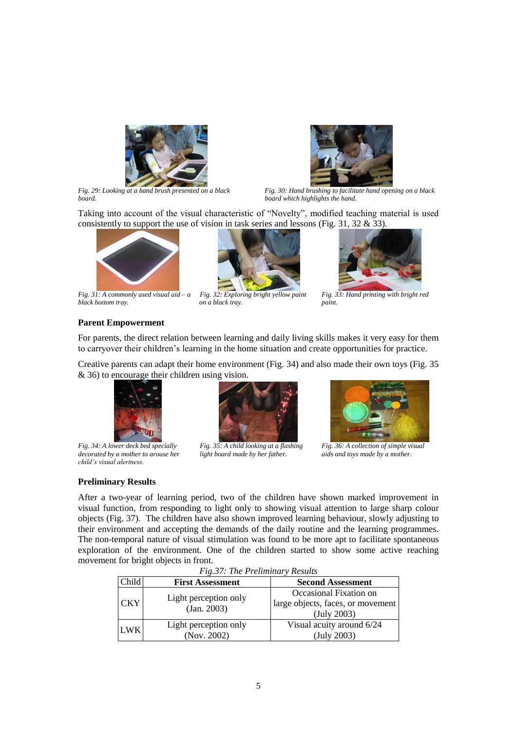*Fig. 29: Looking at a hand brush presented on a black board.*

*Fig. 30: Hand brushing to facilitate hand opening on a black board which highlights the hand.*

Taking into account of the visual characteristic of "Novelty", modified teaching material is used consistently to support the use of vision in task series and lessons (Fig. 31, 32 & 33).

*Fig. 31: A commonly used visual aid – a black bottom tray.*

*Fig. 32: Exploring bright yellow paint on a black tray.*

*Fig. 33: Hand printing with bright red paint.*

**Parent Empowerment**

For parents, the direct relation between learning and daily living skills makes it very easy for them to carryover their children's learning in the home situation and create opportunities for practice.

Creative parents can adapt their home environment (Fig. 34) and also made their own toys (Fig. 35 & 36) to encourage their children using vision.

*Fig. 34: A lower deck bed specially decorated by a mother to arouse her child's visual alertness.*

*Fig. 35: A child looking at a flashing light board made by her father.*

*Fig. 36: A collection of simple visual aids and toys made by a mother.*

**Preliminary Results**

After a two-year of learning period, two of the children have shown marked improvement in visual function, from responding to light only to showing visual attention to large sharp colour objects (Fig. 37). The children have also shown improved learning behaviour, slowly adjusting to their environment and accepting the demands of the daily routine and the learning programmes. The non-temporal nature of visual stimulation was found to be more apt to facilitate spontaneous exploration of the environment. One of the children started to show some active reaching movement for bright objects in front.

*Fig.37: The Preliminary Results*

| Child | First Assessment | Second Assessment |
|---|---|---|
| CKY | Light perception only (Jan. 2003) | Occasional Fixation on large objects, faces, or movement (July 2003) |
| LWK | Light perception only (Nov. 2002) | Visual acuity around 6/24 (July 2003) |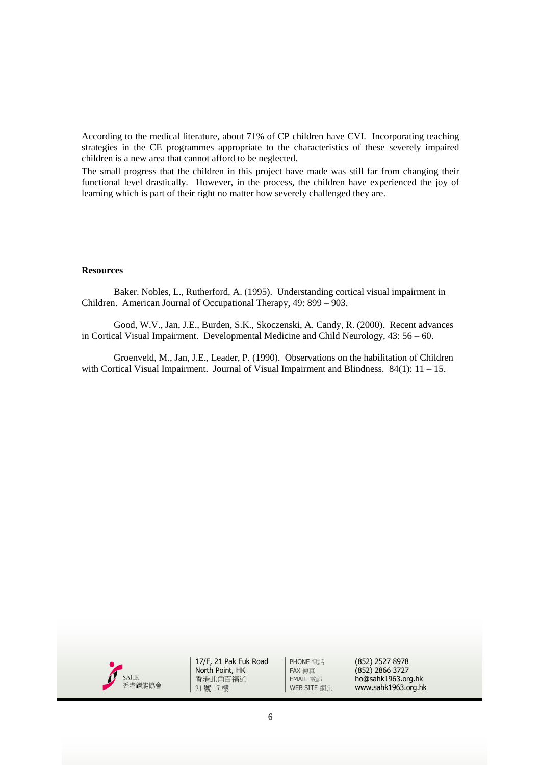According to the medical literature, about 71% of CP children have CVI. Incorporating teaching strategies in the CE programmes appropriate to the characteristics of these severely impaired children is a new area that cannot afford to be neglected.

The small progress that the children in this project have made was still far from changing their functional level drastically. However, in the process, the children have experienced the joy of learning which is part of their right no matter how severely challenged they are.

**Resources**

Baker. Nobles, L., Rutherford, A. (1995). Understanding cortical visual impairment in Children. American Journal of Occupational Therapy, 49: 899 – 903.

Good, W.V., Jan, J.E., Burden, S.K., Skoczenski, A. Candy, R. (2000). Recent advances in Cortical Visual Impairment. Developmental Medicine and Child Neurology, 43: 56 – 60.

Groenveld, M., Jan, J.E., Leader, P. (1990). Observations on the habilitation of Children with Cortical Visual Impairment. Journal of Visual Impairment and Blindness. 84(1): 11 – 15.